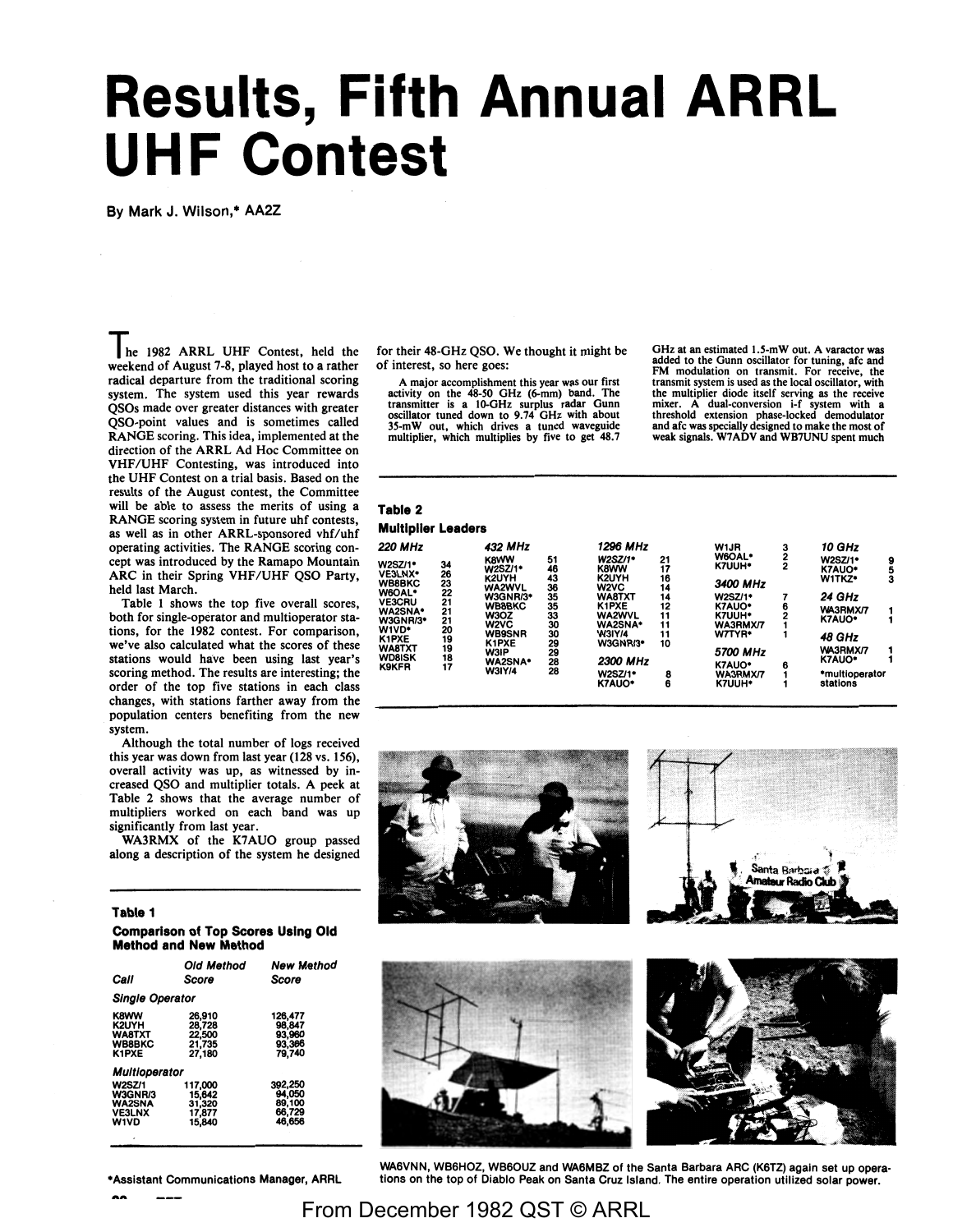# Results, Fifth Annual ARRL UHF Contest

By Mark J. Wilson,* AA2Z

The 1982 ARRL UHF Contest, held the weekend of August 7-8, played host to a rather radical departure from the traditional scoring system. The system used this year rewards QSOs made over greater distances with greater QSO-point values and is sometimes called RANGE scoring. This idea, implemented at the direction of the ARRL Ad Hoc Committee on VHF/UHF Contesting, was introduced into the UHF Contest on a trial basis. Based on the results of the August contest, the Committee will be able to assess the merits of using a RANGE scoring system in future uhf contests, as well as in other ARRL-sponsored vhf/uhf operating activities. The RANGE scoring concept was introduced by the Ramapo Mountain ARC in their Spring VHF/UHF QSO Party, held last March.

Table 1 shows the top five overall scores, both for single-operator and multioperator stations, for the 1982 contest. For comparison, we've also calculated what the scores of these stations would have been using last year's scoring method. The results are interesting; the order of the top five stations in each class changes, with stations farther away from the population centers benefiting from the new system.

Although the total number of logs received this year was down from last year (128 vs. 156), overall activity was up, as witnessed by increased QSO and multiplier totals. A peek at Table 2 shows that the average number of multipliers worked on each band was up significantly from last year.

WA3RMX of the K7AUO group passed along a description of the system he designed for their 48-GHz QSO. We thought it might be of interest, so here goes:

> A major accomplishment this year was our first activity on the 48-50 GHz (6-mm) band. The transmitter is a 10-GHz surplus radar Gunn oscillator tuned down to 9.74 GHz with about 35-mW out, which drives a tuned waveguide multiplier, which multiplies by five to get 48.7 GHz at an estimated 1.5-mW out. A varactor was added to the Gunn oscillator for tuning, afc and FM modulation on transmit. For receive, the transmit system is used as the local oscillator, with the multiplier diode itself serving as the receive mixer. A dual-conversion i-f system with a threshold extension phase-locked demodulator and afc was specially designed to make the most of weak signals. W7ADV and WB7UNU spent much

**Table 1**
**Comparison of Top Scores Using Old Method and New Method**

| Call | Old Method Score | New Method Score |
|---|---|---|
| *Single Operator* | | |
| K8WW | 26,910 | 126,477 |
| K2UYH | 28,728 | 98,847 |
| WA8TXT | 22,500 | 93,960 |
| WB8BKC | 21,735 | 93,366 |
| K1PXE | 27,180 | 79,740 |
| *Multioperator* | | |
| W2SZ/1 | 117,000 | 392,250 |
| W3GNR/3 | 15,642 | 94,050 |
| WA2SNA | 31,320 | 89,100 |
| VE3LNX | 17,877 | 66,729 |
| W1VD | 15,840 | 46,656 |

**Table 2**
**Multiplier Leaders**

| 220 MHz | | 432 MHz | | 1296 MHz | | | | 10 GHz | |
|---|---|---|---|---|---|---|---|---|---|
| W2SZ/1* | 34 | K8WW | 51 | W2SZ/1* | 21 | W1JR | 3 | W2SZ/1* | 9 |
| VE3LNX* | 26 | W2SZ/1* | 46 | K8WW | 17 | W6OAL* | 2 | K7AUO* | 5 |
| WB8BKC | 23 | K2UYH | 43 | K2UYH | 16 | K7UUH* | 2 | W1TKZ* | 3 |
| W6OAL* | 22 | WA2WVL | 36 | W2VC | 14 | *3400 MHz* | | *24 GHz* | |
| VE3CRU | 21 | W3GNR/3* | 35 | WA8TXT | 14 | W2SZ/1* | 7 | WA3RMX/7 | 1 |
| WA2SNA* | 21 | WB8BKC | 35 | K1PXE | 12 | K7AUO* | 6 | K7AUO* | 1 |
| W3GNR/3* | 21 | W3OZ | 33 | WA2WVL | 11 | K7UUH* | 2 | *48 GHz* | |
| W1VD* | 20 | W2VC | 30 | WA2SNA* | 11 | WA3RMX/7 | 1 | WA3RMX/7 | 1 |
| K1PXE | 19 | WB9SNR | 30 | W3IY/4 | 11 | W7TYR* | 1 | K7AUO* | 1 |
| WA8TXT | 19 | K1PXE | 29 | W3GNR/3* | 10 | *5700 MHz* | | | |
| WD8ISK | 18 | W3IP | 29 | *2300 MHz* | | K7AUO* | 6 | | |
| K9KFR | 17 | WA2SNA* | 28 | W2SZ/1* | 8 | WA3RMX/7 | 1 | | |
| | | W3IY/4 | 28 | K7AUO* | 6 | K7UUH* | 1 | | |

*multioperator stations

WA6VNN, WB6HOZ, WB6OUZ and WA6MBZ of the Santa Barbara ARC (K6TZ) again set up operations on the top of Diablo Peak on Santa Cruz Island. The entire operation utilized solar power.

*Assistant Communications Manager, ARRL

From December 1982 QST © ARRL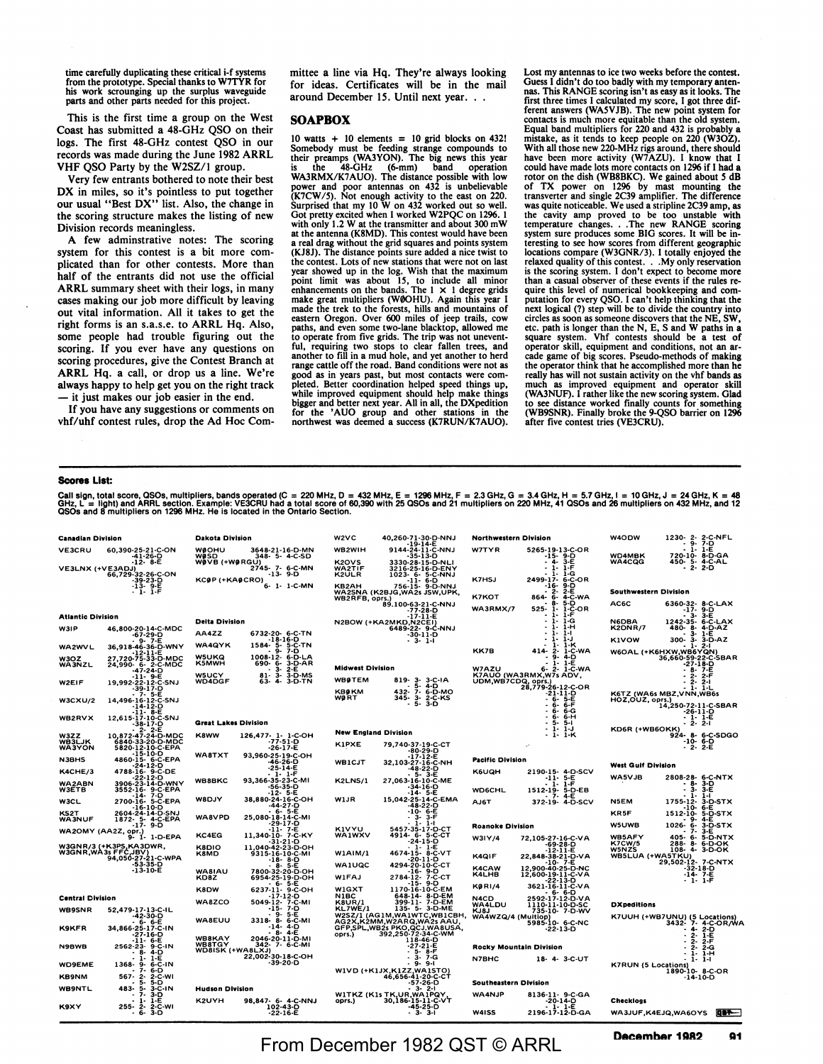time carefully duplicating these critical i-f systems from the prototype. Special thanks to W7TYR for his work scrounging up the surplus waveguide parts and other parts needed for this project.

This is the first time a group on the West Coast has submitted a 48-GHz QSO on their logs. The first 48-GHz contest QSO in our records was made during the June 1982 ARRL VHF QSO Party by the W2SZ/1 group.

Very few entrants bothered to note their best DX in miles, so it's pointless to put together our usual "Best DX" list. Also, the change in the scoring structure makes the listing of new Division records meaningless.

A few adminstrative notes: The scoring system for this contest is a bit more complicated than for other contests. More than half of the entrants did not use the official ARRL summary sheet with their logs, in many cases making our job more difficult by leaving out vital information. All it takes to get the right forms is an s.a.s.e. to ARRL Hq. Also, some people had trouble figuring out the scoring. If you ever have any questions on scoring procedures, give the Contest Branch at ARRL Hq. a call, or drop us a line. We're always happy to help get you on the right track — it just makes our job easier in the end.

If you have any suggestions or comments on vhf/uhf contest rules, drop the Ad Hoc Committee a line via Hq. They're always looking for ideas. Certificates will be in the mail around December 15. Until next year. . .

## SOAPBOX

10 watts + 10 elements = 10 grid blocks on 432! Somebody must be feeding strange compounds to their preamps (WA3YON). The big news this year is the 48-GHz (6-mm) band operation WA3RMX/K7AUO. The distance possible with low power and poor antennas on 432 is unbelievable (K7CW/5). Not enough activity to the east on 220. Surprised that my 10 W on 432 worked out so well. Got pretty excited when I worked W2PQC on 1296. I with only 1.2 W at the transmitter and about 300 mW at the antenna (K8MD). This contest would have been a real drag without the grid squares and points system (KJ8J). The distance points sure added a nice twist to the contest. Lots of new stations that were not on last year showed up in the log. Wish that the maximum point limit was about 15, to include all minor enhancements on the bands. The 1 × 1 degree grids make great multipliers (WØOHU). Again this year I made the trek to the forests, hills and mountains of eastern Oregon. Over 600 miles of jeep trails, cow paths, and even some two-lane blacktop, allowed me to operate from five grids. The trip was not uneventful, requiring two stops to clear fallen trees, and another to fill in a mud hole, and yet another to herd range cattle off the road. Band conditions were not as good as in years past, but most contacts were completed. Better coordination helped speed things up, while improved equipment should help make things bigger and better next year. All in all, the DXpedition for the 'AUO group and other stations in the northwest was deemed a success (K7RUN/K7AUO). Lost my antennas to ice two weeks before the contest. Guess I didn't do too badly with my temporary antennas. This RANGE scoring isn't as easy as it looks. The first three times I calculated my score, I got three different answers (WA5VJB). The new point system for contacts is much more equitable than the old system. Equal band multipliers for 220 and 432 is probably a mistake, as it tends to keep people on 220 (W3OZ). With all those new 220-MHz rigs around, there should have been more activity (W7AZU). I know that I could have made lots more contacts on 1296 if I had a rotor on the dish (WB8BKC). We gained about 5 dB of TX power on 1296 by mast mounting the transverter and single 2C39 amplifier. The difference was quite noticeable. We used a stripline 2C39 amp, as the cavity amp proved to be too unstable with temperature changes. . .The new RANGE scoring system sure produces some BIG scores. It will be interesting to see how scores from different geographic locations compare (W3GNR/3). I totally enjoyed the relaxed quality of this contest. . .My only reservation is the scoring system. I don't expect to become more than a casual observer of these events if the rules require this level of numerical bookkeeping and computation for every QSO. I can't help thinking that the next logical (?) step will be to divide the country into circles as soon as someone discovers that the NE, SW, etc. path is longer than the N, E, S and W paths in a square system. Vhf contests should be a test of operator skill, equipment and conditions, not an arcade game of big scores. Pseudo-methods of making the operator think that he accomplished more than he really has will not sustain activity on the vhf bands as much as improved equipment and operator skill (WA3NUF). I rather like the new scoring system. Glad to see distance worked finally counts for something (WB9SNR). Finally broke the 9-QSO barrier on 1296 after five contest tries (VE3CRU).

**Scores List:**

**Call sign, total score, QSOs, multipliers, bands operated (C = 220 MHz, D = 432 MHz, E = 1296 MHz, F = 2.3 GHz, G = 3.4 GHz, H = 5.7 GHz, I = 10 GHz, J = 24 GHz, K = 48 GHz, L = light) and ARRL section. Example: VE3CRU had a total score of 60,390 with 25 QSOs and 21 multipliers on 220 MHz, 41 QSOs and 26 multipliers on 432 MHz, and 12 QSOs and 8 multipliers on 1296 MHz. He is located in the Ontario Section.**

**Canadian Division**
VE3CRU 60,390-25-21-C-ON
-41-26-D
-12- 8-E
VE3LNX (+VE3ADJ)
66,729-32-26-C-ON
-39-23-D
-13- 9-E
-1- 1-F

**Atlantic Division**
W3IP 46,800-20-14-C-MDC
-67-29-D
-9- 7-E
WA2WVL 36,918-46-36-D-WNY
-12-11-E
W3OZ 27,720-75-33-D-MDC
WA3NZL 24,990- 6- 2-C-MDC
-47-24-D
-11- 9-E
W2EIF 19,992-22-12-C-SNJ
-39-17-D
-7- 5-E
W3CXU/2 14,496-16-12-C-SNJ
-14-12-D
-11- 8-E
WB2RVX 12,615-17-10-C-SNJ
-38-17-D
-2- 2-E
W3ZZ 10,872-47-24-D-MDC
WB3LJK 6840-33-20-D-MDC
WA3YON 5820-12-10-C-EPA
-15-10-D
N3BHS 4860-15- 6-C-EPA
-24-12-D
K4CHE/3 4788-16- 9-C-DE
-22-12-D
WA2ABN 3906-23-14-D-WNY
W3ETB 3552-16- 9-C-EPA
-14- 7-D
W3CL 2700-16- 5-C-EPA
-16-10-D
KS2T 2604-24-14-D-SNJ
WA3NUF 1872- 5- 4-C-EPA
-17- 9-D
WA2OMY (AA2Z, opr.)
9- 1- 1-D-EPA
W3GNR/3 (+K3PS,KA3DWR, WA3GNR,WA3s FFC,JBV)
94,050-27-21-C-WPA
-53-35-D
-13-10-E

**Central Division**
WB9SNR 52,479-17-13-C-IL
-42-30-D
-6- 6-E
K9KFR 34,866-25-17-C-IN
-27-16-D
-11- 6-E
N9BWB 2562-23- 9-C-IN
-8- 4-D
-1- 1-E
WD9EME 1368- 9- 6-C-IN
KB9NM 567- 2- 2-C-WI
-5- 5-D
WB9NTL 483- 5- 3-C-IN
-7- 3-D
-1- 1-E
K9XY 255- 2- 2-C-WI
-6- 3-D

**Dakota Division**
WØOHU 3648-21-16-D-MN
WØSD 348- 5- 4-C-SD
WØVB (+WØRGU)
2745- 7- 6-C-MN
-13- 9-D
KCØP (+KAØCRO)
6- 1- 1-C-MN

**Delta Division**
AA4ZZ 6732-20- 6-C-TN
-18-16-D
WA4QYK 1584- 5- 5-C-TN
-9- 7-D
W5UKQ 1008-12- 6-D-LA
K5MWH 690- 6- 3-D-AR
-3- 2-E
W5UCY 81- 3- 3-D-MS
WD4DGF 63- 4- 3-D-TN

**Great Lakes Division**
K8WW 126,477- 1- 1-C-OH
-77-51-D
-26-17-E
WA8TXT 93,960-25-19-C-OH
-46-26-D
-25-14-E
-1- 1-F
WB8BKC 93,366-35-23-C-MI
-56-35-D
-12- 5-E
W8DJY 38,880-24-16-C-OH
-44-27-D
-6- 5-E
WA8VPD 25,080-18-14-C-MI
-29-17-D
-11- 7-E
KC4EG 11,340-10- 7-C-KY
-31-21-D
K8DIO 11,040-42-23-D-OH
K8MD 9315-16-10-C-MI
-18- 8-D
-8- 5-E
WA8IAU 7800-32-20-D-OH
KD8Z 6954-25-19-D-OH
-6- 5-E
K8DW 6237-11- 9-C-OH
-17-12-D
WA8ZCO 5049-12- 7-C-MI
-15- 7-D
-9- 5-E
WA8EUU 3318- 8- 6-C-MI
-14- 4-D
-8- 4-E
WB8KAY 2046-20-11-D-MI
WB8TGY 342- 7- 6-C-MI
WD8ISK (+WA8LXJ)
22,002-30-18-C-OH
-39-20-D

**Hudson Division**
K2UYH 98,847- 6- 4-C-NNJ
102-43-D
-22-16-E
W2VC 40,260-71-30-D-NNJ
-19-14-E
WB2WIH 9144-24-11-C-NNJ
-35-13-D
K2OVS 3330-28-15-D-NLI
WA2TIF 3216-25-16-D-ENY
K2ULR 1023- 6- 5-C-NNJ
-11- 6-D
KB2AH 756-15- 9-D-NNJ
WA2SNA (K2BJG,WA2s JSW,UPK, WB2RFB, oprs.)
89,100-63-21-C-NNJ
-77-28-D
-17-11-E
N2BOW (+KA2MKD,N2CEI)
6489-22- 9-C-NNJ
-30-11-D
-3- 1-I

**Midwest Division**
WBØTEM 819- 3- 3-C-IA
-5- 4-D
KBØKM 432- 7- 6-D-MO
WØRT 345- 3- 2-C-KS
-5- 3-D

**New England Division**
K1PXE 79,740-37-19-C-CT
-80-29-D
-17-12-E
WB1CJT 32,103-27-16-C-NH
-48-22-D
-5- 3-E
K2LNS/1 27,063-16-10-C-ME
-34-16-D
-14- 5-E
W1JR 15,042-25-14-C-EMA
-48-22-D
-10- 6-E
-3- 3-F
-1- 1-I
K1VYU 5457-35-17-D-CT
WA1WXV 4914- 6- 5-C-CT
-24-15-D
W1AIM/1 4674-15- 8-C-VT
-20-11-D
WA1UQC 4294-20-10-C-CT
-16- 9-D
W1FAJ 2784-12- 7-C-CT
-15- 9-D
W1GXT 1170-16-10-C-EM
N1BC 648-14- 8-D-EM
K8UR/1 399-11- 7-D-EM
KL7WE/1 135- 5- 3-D-ME
W2SZ/1 (AG1M,WA1WTC,WB1CBH, AG2X,K2MM,W2ARQ,WA2s AAU, GFP,SPL,WB2s PKO,QCJ,WA8USA, oprs.) 392,250-72-34-C-WM
118-46-D
-27-21-E
-5- 8-F
-3- 7-G
-9- 9-I
W1VD (+K1JX,K1ZZ,WA1STO)
46,656-41-20-C-CT
-57-26-D
-3- 2-I
W1TKZ (K1s TK,UR,WA1PQY, oprs.) 30,186-15-11-C-VT
-45-25-D
-3- 3-I

**Northwestern Division**
W7TYR 5265-19-13-C-OR
-15- 9-D
-4- 3-E
-1- 1-F
-1- 1-G
K7HSJ 2499-17- 6-C-OR
-16- 9-D
-2- 2-E
K7KOT 864- 6- 4-C-WA
-8- 5-D
WA3RMX/7 525- 1- 1-C-OR
-1- 1-F
-1- 1-G
-1- 1-H
-1- 1-I
-1- 1-J
-1- 1-K
KK7B 414- 2- 1-C-WA
-9- 4-D
-1- 1-E
W7AZU 6- 2- 1-C-WA
K7AUO (WA3RMX,W7s ADV, UDM,WB7CDQ, oprs.)
28,779-26-12-C-OR
-21-11-D
-6- 5-E
-6- 6-F
-6- 6-G
-6- 6-H
-5- 5-I
-1- 1-J
-1- 1-K

**Pacific Division**
K6UQH 2190-15- 4-D-SCV
-11- 5-E
-1- 1-F
WD6CHL 1512-19- 5-D-EB
-7- 4-E
AJ6T 372-19- 4-D-SCV

**Roanoke Division**
W3IY/4 72,105-27-16-C-VA
-69-28-D
-12-11-E
K4QIF 22,848-38-21-D-VA
-10- 7-E
K4CAW 12,900-40-25-D-NC
K4LHB 12,600-19-11-C-VA
-22-13-D
KØRI/4 3621-16-11-C-VA
-6- 6-D
N4CD 2592-17-12-D-VA
WA4LDU 1110-11-10-D-SC
KJ8J 735-10- 7-D-WV
WA4WZQ/4 (Multiop)
5985-10- 6-C-NC
-22-13-D

**Rocky Mountain Division**
N7BHC 18- 4- 3-C-UT

**Southeastern Division**
WA4NJP 8136-11- 9-C-GA
-20-14-D
-1- 1-E
W4ISS 2196-17-12-D-GA
W4ODW 1230- 2- 2-C-NFL
-9- 7-D
-1- 1-E
WD4MBK 720-10- 8-D-GA
WA4CQG 450- 5- 4-C-AL
-2- 2-D

**Southwestern Division**
AC6C 6360-32- 8-C-LAX
-17- 9-D
-3- 3-E
N6DBA 1242-35- 6-C-LAX
K2DNR/7 480- 8- 4-D-AZ
-3- 1-E
K1VOW 300- 3- 3-D-AZ
-1- 2-I
W6OAL (+K6HXW,WB6YQN)
36,660-59-22-C-SBAR
-27-18-D
-8- 7-E
-2- 2-F
-2- 2-I
-1- 1-L
K6TZ (WA6s MBZ,VNN,WB6s HOZ,OUZ, oprs.)
14,250-72-11-C-SBAR
-26-11-D
-1- 1-E
-2- 2-I
KD6R (+WB6OKK)
924- 8- 6-C-SDGO
-10- 6-D
-2- 2-E

**West Gulf Division**
WA5VJB 2808-28- 6-C-NTX
-8- 3-D
-3- 3-E
-1- 1-I
N5EM 1755-12- 3-D-STX
-10- 6-E
KR5F 1512-10- 5-D-STX
-9- 4-E
W5UWB 1026- 6- 3-D-STX
-7- 3-E
WB5AFY 405- 6- 5-D-NTX
K7CW/5 288- 8- 6-D-OK
W5NZS 108- 4- 3-D-OK
WB5LUA (+WA5TKU)
29,502-12- 7-C-NTX
-32-18-D
-14- 7-E
-1- 1-F

**DXpeditions**
K7UUH (+W7UNU) (5 Locations)
3432- 7- 4-C-OR/WA
-4- 2-D
-2- 1-E
-2- 2-F
-2- 2-G
-1- 1-H
-1- 1-I
K7RUN (5 Locations)
1890-10- 8-C-OR
-14-10-D

**Checklogs**
WA3JUF,K4EJQ,WA6OYS

From December 1982 QST © ARRL